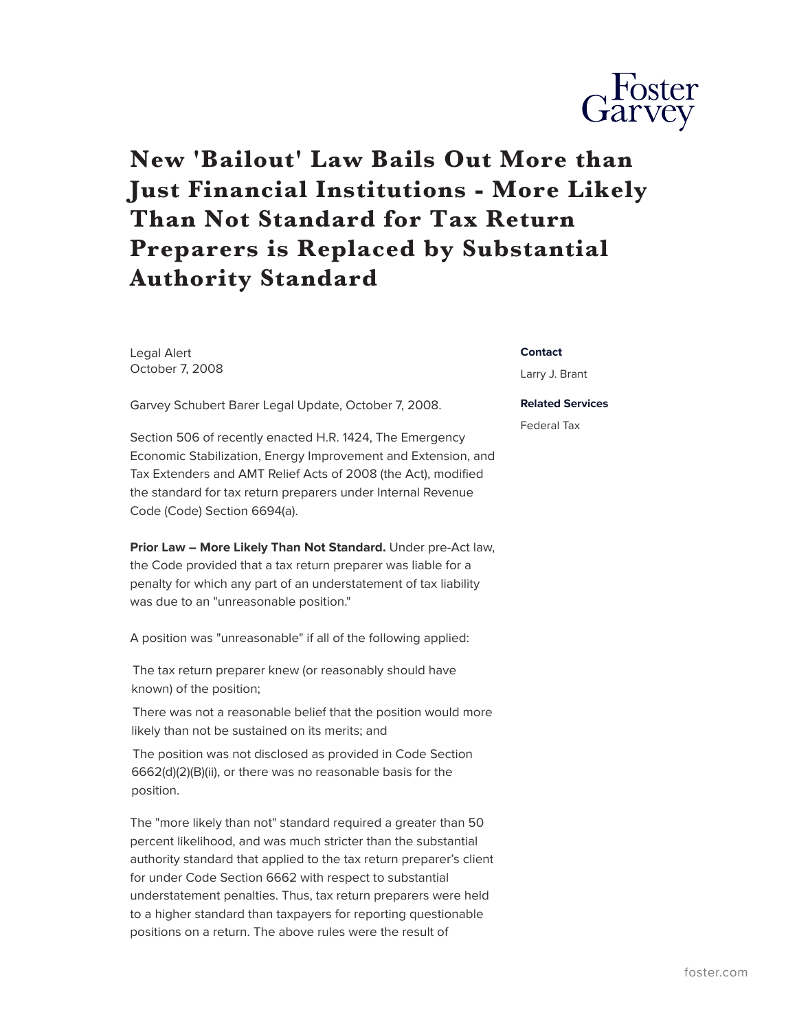# New 'Bailout' Law Bails Out More than Just Financial Institutions - More Likely Than Not Standard for Tax Return Preparers is Replaced by Substantial Authority Standard

Legal Alert
October 7, 2008

**Contact**

Larry J. Brant

**Related Services**

Federal Tax

Garvey Schubert Barer Legal Update, October 7, 2008.

Section 506 of recently enacted H.R. 1424, The Emergency Economic Stabilization, Energy Improvement and Extension, and Tax Extenders and AMT Relief Acts of 2008 (the Act), modified the standard for tax return preparers under Internal Revenue Code (Code) Section 6694(a).

**Prior Law – More Likely Than Not Standard.** Under pre-Act law, the Code provided that a tax return preparer was liable for a penalty for which any part of an understatement of tax liability was due to an "unreasonable position."

A position was "unreasonable" if all of the following applied:

- The tax return preparer knew (or reasonably should have known) of the position;
- There was not a reasonable belief that the position would more likely than not be sustained on its merits; and
- The position was not disclosed as provided in Code Section 6662(d)(2)(B)(ii), or there was no reasonable basis for the position.

The "more likely than not" standard required a greater than 50 percent likelihood, and was much stricter than the substantial authority standard that applied to the tax return preparer's client for under Code Section 6662 with respect to substantial understatement penalties. Thus, tax return preparers were held to a higher standard than taxpayers for reporting questionable positions on a return. The above rules were the result of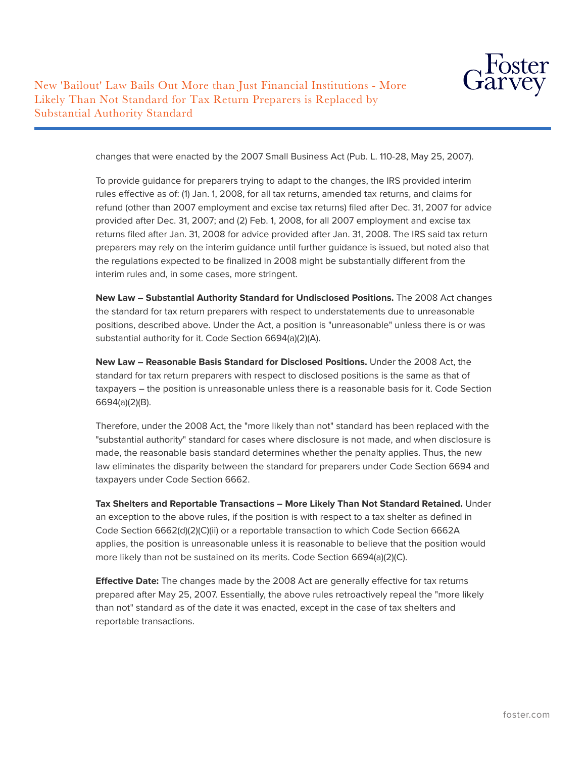changes that were enacted by the 2007 Small Business Act (Pub. L. 110-28, May 25, 2007).

To provide guidance for preparers trying to adapt to the changes, the IRS provided interim rules effective as of: (1) Jan. 1, 2008, for all tax returns, amended tax returns, and claims for refund (other than 2007 employment and excise tax returns) filed after Dec. 31, 2007 for advice provided after Dec. 31, 2007; and (2) Feb. 1, 2008, for all 2007 employment and excise tax returns filed after Jan. 31, 2008 for advice provided after Jan. 31, 2008. The IRS said tax return preparers may rely on the interim guidance until further guidance is issued, but noted also that the regulations expected to be finalized in 2008 might be substantially different from the interim rules and, in some cases, more stringent.

**New Law – Substantial Authority Standard for Undisclosed Positions.** The 2008 Act changes the standard for tax return preparers with respect to understatements due to unreasonable positions, described above. Under the Act, a position is "unreasonable" unless there is or was substantial authority for it. Code Section 6694(a)(2)(A).

**New Law – Reasonable Basis Standard for Disclosed Positions.** Under the 2008 Act, the standard for tax return preparers with respect to disclosed positions is the same as that of taxpayers – the position is unreasonable unless there is a reasonable basis for it. Code Section 6694(a)(2)(B).

Therefore, under the 2008 Act, the "more likely than not" standard has been replaced with the "substantial authority" standard for cases where disclosure is not made, and when disclosure is made, the reasonable basis standard determines whether the penalty applies. Thus, the new law eliminates the disparity between the standard for preparers under Code Section 6694 and taxpayers under Code Section 6662.

**Tax Shelters and Reportable Transactions – More Likely Than Not Standard Retained.** Under an exception to the above rules, if the position is with respect to a tax shelter as defined in Code Section 6662(d)(2)(C)(ii) or a reportable transaction to which Code Section 6662A applies, the position is unreasonable unless it is reasonable to believe that the position would more likely than not be sustained on its merits. Code Section 6694(a)(2)(C).

**Effective Date:** The changes made by the 2008 Act are generally effective for tax returns prepared after May 25, 2007. Essentially, the above rules retroactively repeal the "more likely than not" standard as of the date it was enacted, except in the case of tax shelters and reportable transactions.